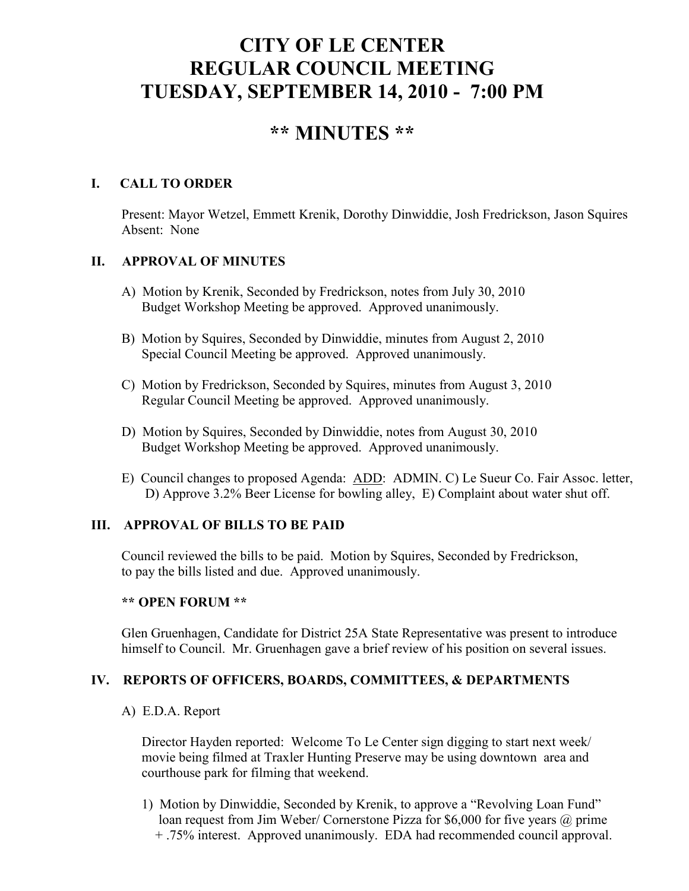# CITY OF LE CENTER
# REGULAR COUNCIL MEETING
# TUESDAY, SEPTEMBER 14, 2010 - 7:00 PM

## ** MINUTES **

### I. CALL TO ORDER

Present: Mayor Wetzel, Emmett Krenik, Dorothy Dinwiddie, Josh Fredrickson, Jason Squires
Absent: None

### II. APPROVAL OF MINUTES

A) Motion by Krenik, Seconded by Fredrickson, notes from July 30, 2010 Budget Workshop Meeting be approved. Approved unanimously.

B) Motion by Squires, Seconded by Dinwiddie, minutes from August 2, 2010 Special Council Meeting be approved. Approved unanimously.

C) Motion by Fredrickson, Seconded by Squires, minutes from August 3, 2010 Regular Council Meeting be approved. Approved unanimously.

D) Motion by Squires, Seconded by Dinwiddie, notes from August 30, 2010 Budget Workshop Meeting be approved. Approved unanimously.

E) Council changes to proposed Agenda: ADD: ADMIN. C) Le Sueur Co. Fair Assoc. letter, D) Approve 3.2% Beer License for bowling alley, E) Complaint about water shut off.

### III. APPROVAL OF BILLS TO BE PAID

Council reviewed the bills to be paid. Motion by Squires, Seconded by Fredrickson, to pay the bills listed and due. Approved unanimously.

**** OPEN FORUM ****

Glen Gruenhagen, Candidate for District 25A State Representative was present to introduce himself to Council. Mr. Gruenhagen gave a brief review of his position on several issues.

### IV. REPORTS OF OFFICERS, BOARDS, COMMITTEES, & DEPARTMENTS

A) E.D.A. Report

Director Hayden reported: Welcome To Le Center sign digging to start next week/ movie being filmed at Traxler Hunting Preserve may be using downtown area and courthouse park for filming that weekend.

1) Motion by Dinwiddie, Seconded by Krenik, to approve a "Revolving Loan Fund" loan request from Jim Weber/ Cornerstone Pizza for $6,000 for five years @ prime + .75% interest. Approved unanimously. EDA had recommended council approval.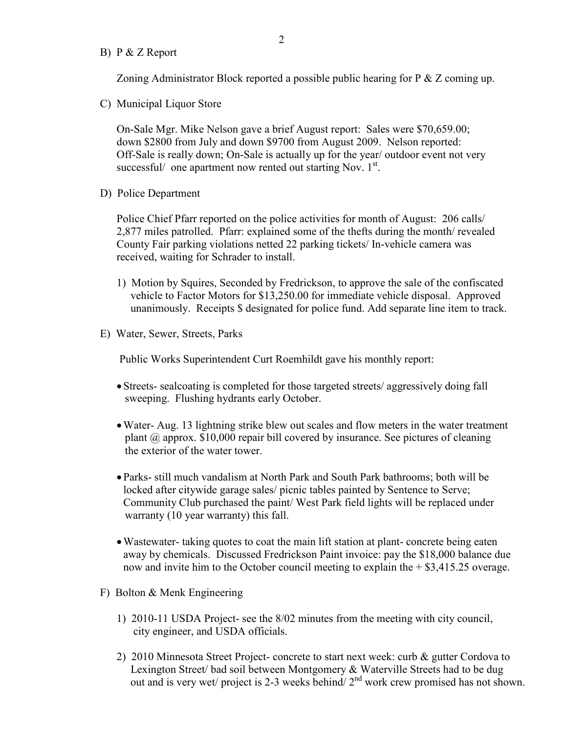B) P & Z Report

Zoning Administrator Block reported a possible public hearing for P & Z coming up.

C) Municipal Liquor Store

On-Sale Mgr. Mike Nelson gave a brief August report: Sales were $70,659.00; down $2800 from July and down $9700 from August 2009. Nelson reported: Off-Sale is really down; On-Sale is actually up for the year/ outdoor event not very successful/ one apartment now rented out starting Nov. 1st.

D) Police Department

Police Chief Pfarr reported on the police activities for month of August: 206 calls/ 2,877 miles patrolled. Pfarr: explained some of the thefts during the month/ revealed County Fair parking violations netted 22 parking tickets/ In-vehicle camera was received, waiting for Schrader to install.

1) Motion by Squires, Seconded by Fredrickson, to approve the sale of the confiscated vehicle to Factor Motors for $13,250.00 for immediate vehicle disposal. Approved unanimously. Receipts $ designated for police fund. Add separate line item to track.

E) Water, Sewer, Streets, Parks

Public Works Superintendent Curt Roemhildt gave his monthly report:

- Streets- sealcoating is completed for those targeted streets/ aggressively doing fall sweeping. Flushing hydrants early October.
- Water- Aug. 13 lightning strike blew out scales and flow meters in the water treatment plant @ approx. $10,000 repair bill covered by insurance. See pictures of cleaning the exterior of the water tower.
- Parks- still much vandalism at North Park and South Park bathrooms; both will be locked after citywide garage sales/ picnic tables painted by Sentence to Serve; Community Club purchased the paint/ West Park field lights will be replaced under warranty (10 year warranty) this fall.
- Wastewater- taking quotes to coat the main lift station at plant- concrete being eaten away by chemicals. Discussed Fredrickson Paint invoice: pay the $18,000 balance due now and invite him to the October council meeting to explain the + $3,415.25 overage.

F) Bolton & Menk Engineering

1) 2010-11 USDA Project- see the 8/02 minutes from the meeting with city council, city engineer, and USDA officials.

2) 2010 Minnesota Street Project- concrete to start next week: curb & gutter Cordova to Lexington Street/ bad soil between Montgomery & Waterville Streets had to be dug out and is very wet/ project is 2-3 weeks behind/ 2nd work crew promised has not shown.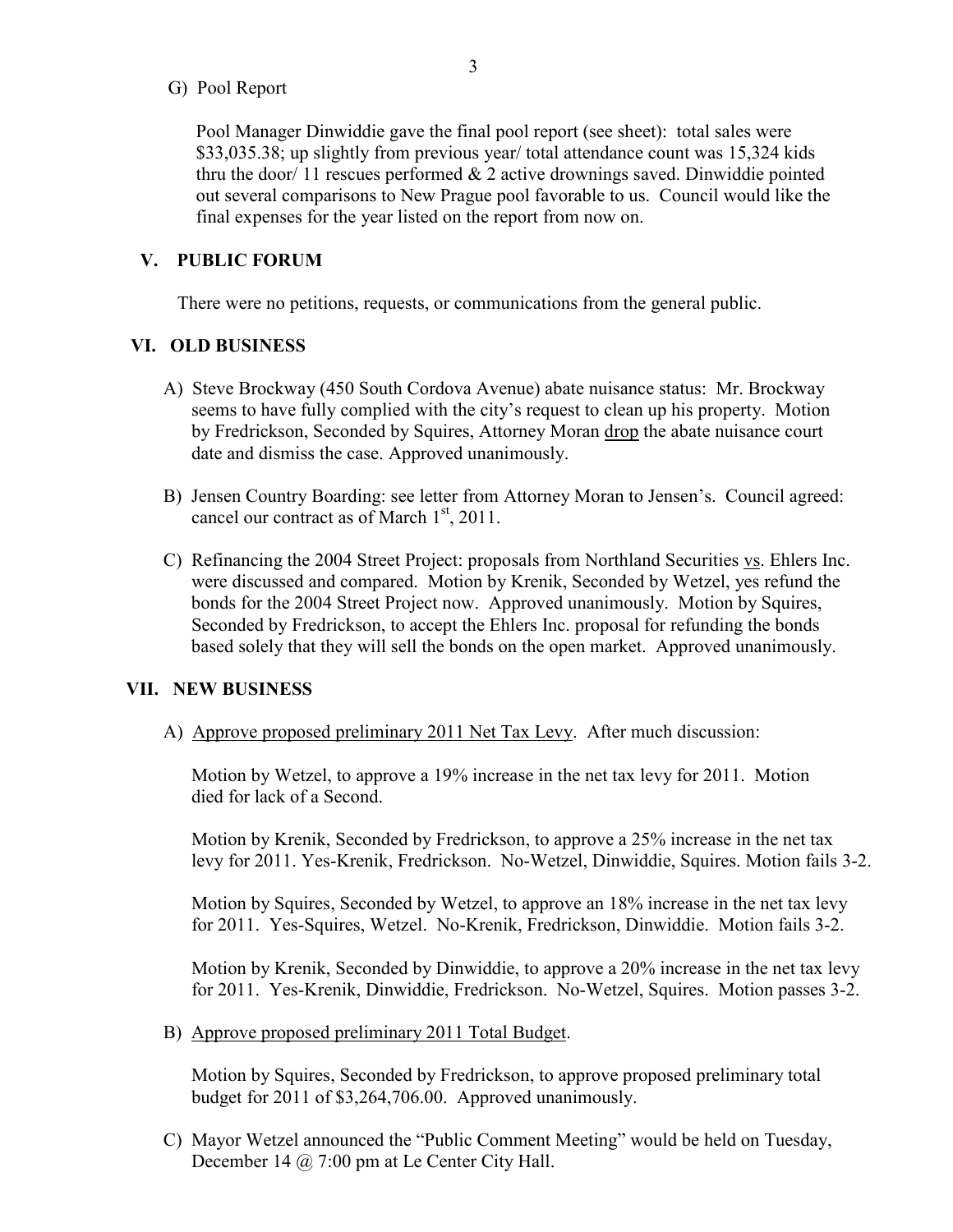G) Pool Report

Pool Manager Dinwiddie gave the final pool report (see sheet): total sales were $33,035.38; up slightly from previous year/ total attendance count was 15,324 kids thru the door/ 11 rescues performed & 2 active drownings saved. Dinwiddie pointed out several comparisons to New Prague pool favorable to us. Council would like the final expenses for the year listed on the report from now on.

## V. PUBLIC FORUM

There were no petitions, requests, or communications from the general public.

## VI. OLD BUSINESS

A) Steve Brockway (450 South Cordova Avenue) abate nuisance status: Mr. Brockway seems to have fully complied with the city's request to clean up his property. Motion by Fredrickson, Seconded by Squires, Attorney Moran <u>drop</u> the abate nuisance court date and dismiss the case. Approved unanimously.

B) Jensen Country Boarding: see letter from Attorney Moran to Jensen's. Council agreed: cancel our contract as of March 1st, 2011.

C) Refinancing the 2004 Street Project: proposals from Northland Securities <u>vs</u>. Ehlers Inc. were discussed and compared. Motion by Krenik, Seconded by Wetzel, yes refund the bonds for the 2004 Street Project now. Approved unanimously. Motion by Squires, Seconded by Fredrickson, to accept the Ehlers Inc. proposal for refunding the bonds based solely that they will sell the bonds on the open market. Approved unanimously.

## VII. NEW BUSINESS

A) <u>Approve proposed preliminary 2011 Net Tax Levy</u>. After much discussion:

Motion by Wetzel, to approve a 19% increase in the net tax levy for 2011. Motion died for lack of a Second.

Motion by Krenik, Seconded by Fredrickson, to approve a 25% increase in the net tax levy for 2011. Yes-Krenik, Fredrickson. No-Wetzel, Dinwiddie, Squires. Motion fails 3-2.

Motion by Squires, Seconded by Wetzel, to approve an 18% increase in the net tax levy for 2011. Yes-Squires, Wetzel. No-Krenik, Fredrickson, Dinwiddie. Motion fails 3-2.

Motion by Krenik, Seconded by Dinwiddie, to approve a 20% increase in the net tax levy for 2011. Yes-Krenik, Dinwiddie, Fredrickson. No-Wetzel, Squires. Motion passes 3-2.

B) <u>Approve proposed preliminary 2011 Total Budget</u>.

Motion by Squires, Seconded by Fredrickson, to approve proposed preliminary total budget for 2011 of $3,264,706.00. Approved unanimously.

C) Mayor Wetzel announced the "Public Comment Meeting" would be held on Tuesday, December 14 @ 7:00 pm at Le Center City Hall.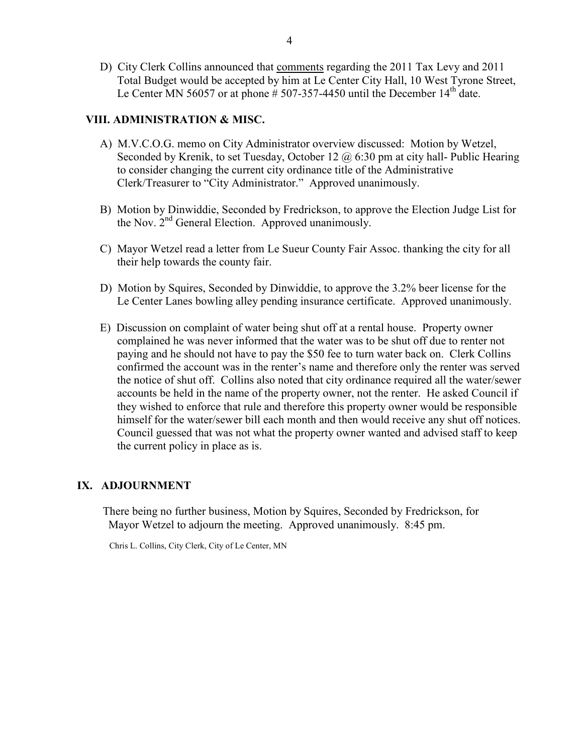D) City Clerk Collins announced that comments regarding the 2011 Tax Levy and 2011 Total Budget would be accepted by him at Le Center City Hall, 10 West Tyrone Street, Le Center MN 56057 or at phone # 507-357-4450 until the December 14th date.

## VIII. ADMINISTRATION & MISC.

A) M.V.C.O.G. memo on City Administrator overview discussed: Motion by Wetzel, Seconded by Krenik, to set Tuesday, October 12 @ 6:30 pm at city hall- Public Hearing to consider changing the current city ordinance title of the Administrative Clerk/Treasurer to "City Administrator." Approved unanimously.

B) Motion by Dinwiddie, Seconded by Fredrickson, to approve the Election Judge List for the Nov. 2nd General Election. Approved unanimously.

C) Mayor Wetzel read a letter from Le Sueur County Fair Assoc. thanking the city for all their help towards the county fair.

D) Motion by Squires, Seconded by Dinwiddie, to approve the 3.2% beer license for the Le Center Lanes bowling alley pending insurance certificate. Approved unanimously.

E) Discussion on complaint of water being shut off at a rental house. Property owner complained he was never informed that the water was to be shut off due to renter not paying and he should not have to pay the $50 fee to turn water back on. Clerk Collins confirmed the account was in the renter's name and therefore only the renter was served the notice of shut off. Collins also noted that city ordinance required all the water/sewer accounts be held in the name of the property owner, not the renter. He asked Council if they wished to enforce that rule and therefore this property owner would be responsible himself for the water/sewer bill each month and then would receive any shut off notices. Council guessed that was not what the property owner wanted and advised staff to keep the current policy in place as is.

## IX. ADJOURNMENT

There being no further business, Motion by Squires, Seconded by Fredrickson, for Mayor Wetzel to adjourn the meeting. Approved unanimously. 8:45 pm.

Chris L. Collins, City Clerk, City of Le Center, MN